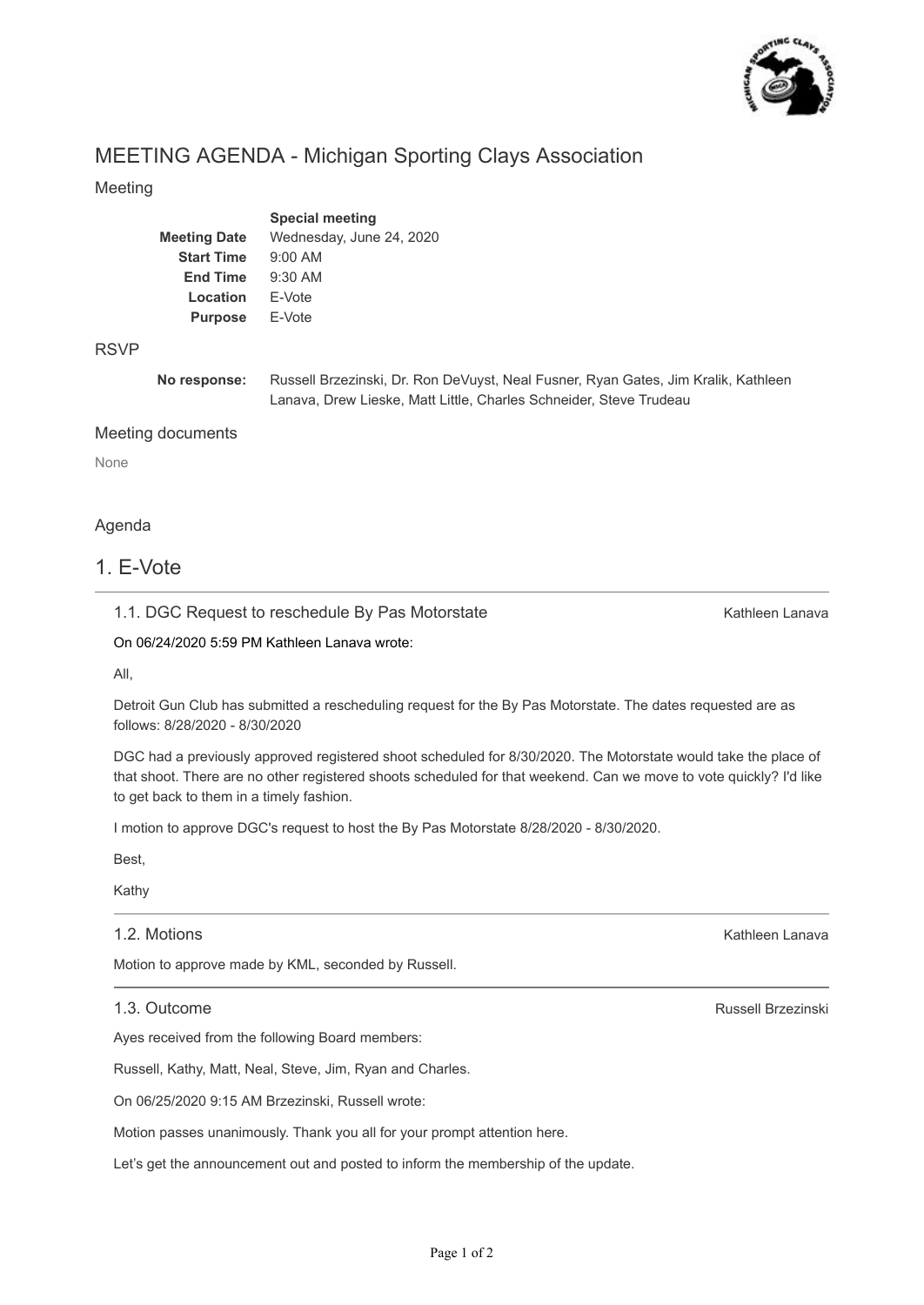# MEETING AGENDA - Michigan Sporting Clays Association

## Meeting

| | **Special meeting** |
|---|---|
| **Meeting Date** | Wednesday, June 24, 2020 |
| **Start Time** | 9:00 AM |
| **End Time** | 9:30 AM |
| **Location** | E-Vote |
| **Purpose** | E-Vote |

## RSVP

**No response:** Russell Brzezinski, Dr. Ron DeVuyst, Neal Fusner, Ryan Gates, Jim Kralik, Kathleen Lanava, Drew Lieske, Matt Little, Charles Schneider, Steve Trudeau

## Meeting documents

None

## Agenda

# 1. E-Vote

### 1.1. DGC Request to reschedule By Pas Motorstate

Kathleen Lanava

On 06/24/2020 5:59 PM Kathleen Lanava wrote:

All,

Detroit Gun Club has submitted a rescheduling request for the By Pas Motorstate. The dates requested are as follows: 8/28/2020 - 8/30/2020

DGC had a previously approved registered shoot scheduled for 8/30/2020. The Motorstate would take the place of that shoot. There are no other registered shoots scheduled for that weekend. Can we move to vote quickly? I'd like to get back to them in a timely fashion.

I motion to approve DGC's request to host the By Pas Motorstate 8/28/2020 - 8/30/2020.

Best,

Kathy

### 1.2. Motions

Kathleen Lanava

Motion to approve made by KML, seconded by Russell.

### 1.3. Outcome

Russell Brzezinski

Ayes received from the following Board members:

Russell, Kathy, Matt, Neal, Steve, Jim, Ryan and Charles.

On 06/25/2020 9:15 AM Brzezinski, Russell wrote:

Motion passes unanimously. Thank you all for your prompt attention here.

Let's get the announcement out and posted to inform the membership of the update.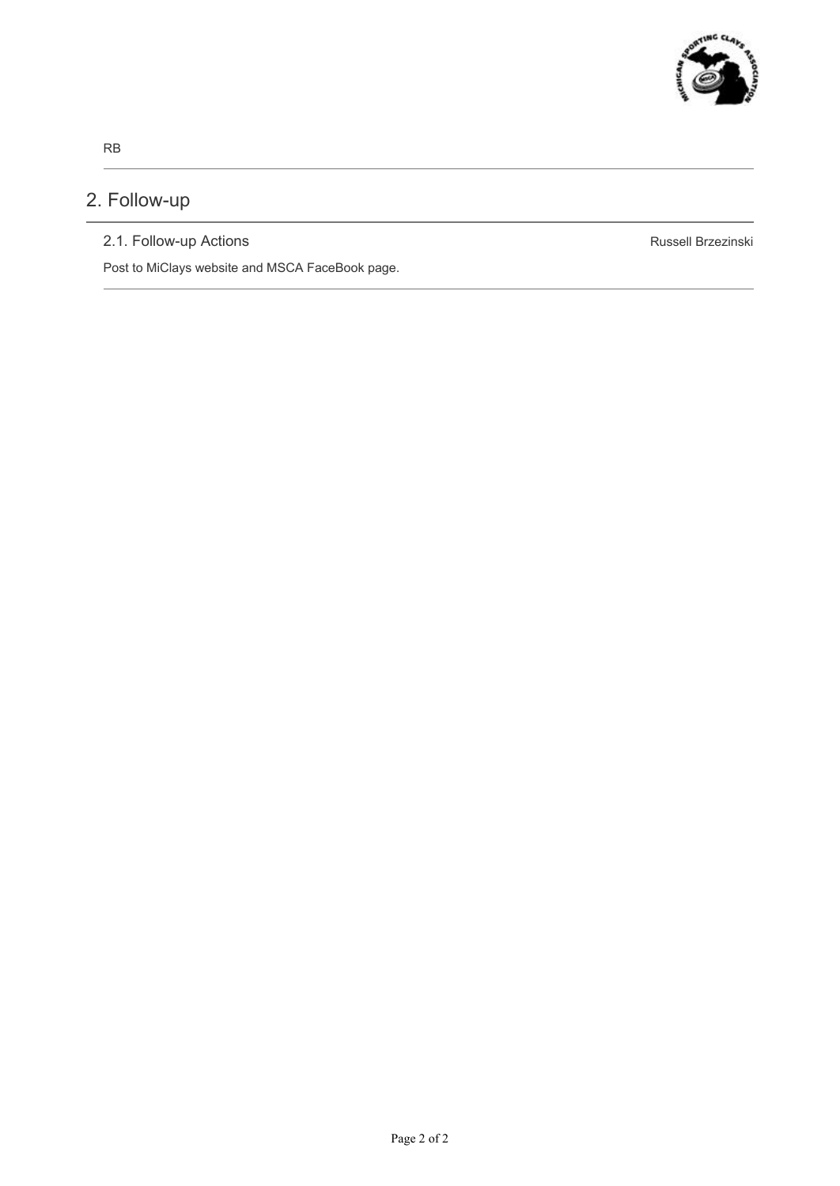RB

## 2. Follow-up

### 2.1. Follow-up Actions

Russell Brzezinski

Post to MiClays website and MSCA FaceBook page.